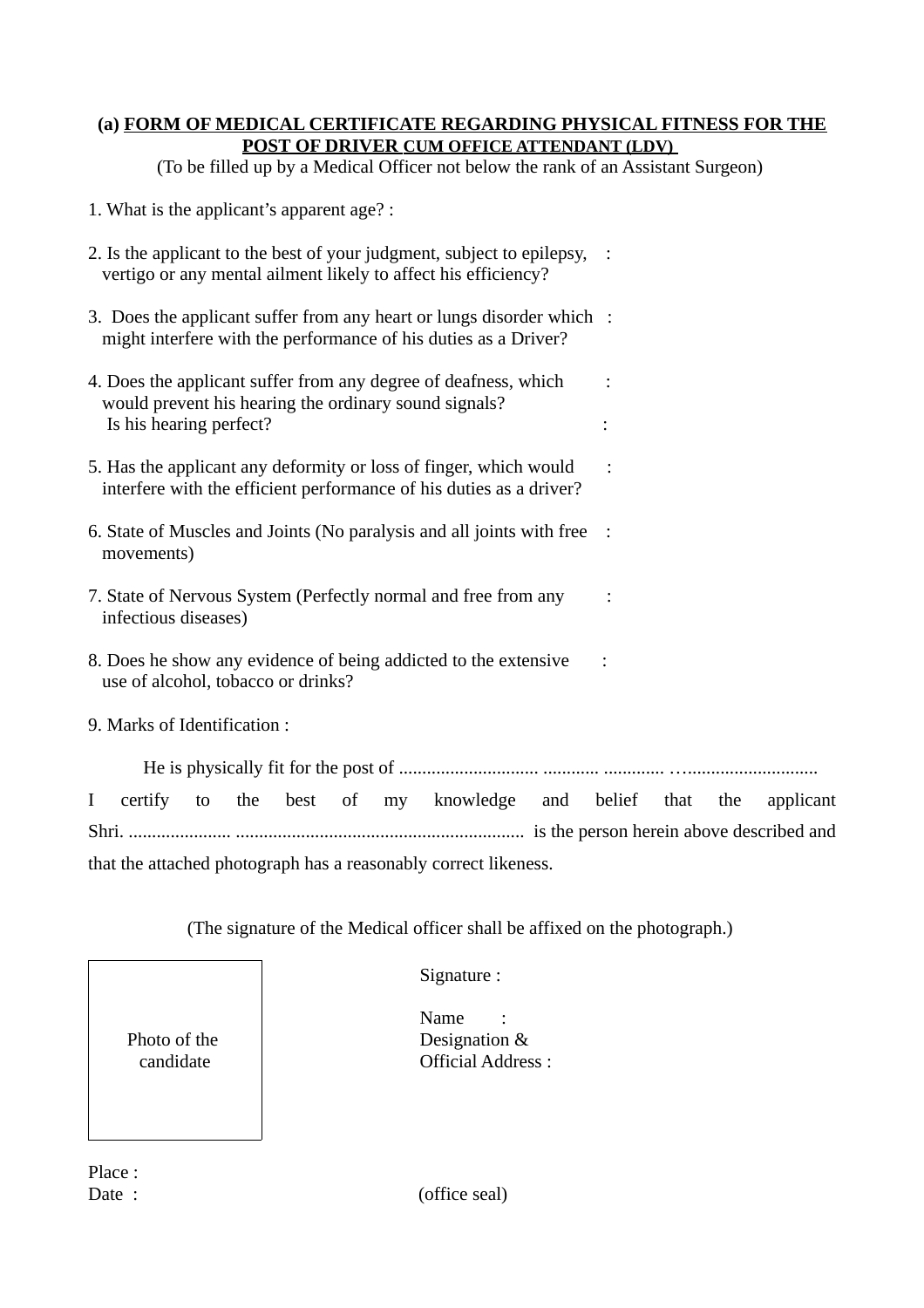## (a) FORM OF MEDICAL CERTIFICATE REGARDING PHYSICAL FITNESS FOR THE POST OF DRIVER CUM OFFICE ATTENDANT (LDV)

(To be filled up by a Medical Officer not below the rank of an Assistant Surgeon)

1. What is the applicant's apparent age? :

2. Is the applicant to the best of your judgment, subject to epilepsy, vertigo or any mental ailment likely to affect his efficiency? :

3. Does the applicant suffer from any heart or lungs disorder which might interfere with the performance of his duties as a Driver? :

4. Does the applicant suffer from any degree of deafness, which would prevent his hearing the ordinary sound signals? :
   Is his hearing perfect? :

5. Has the applicant any deformity or loss of finger, which would interfere with the efficient performance of his duties as a driver? :

6. State of Muscles and Joints (No paralysis and all joints with free movements) :

7. State of Nervous System (Perfectly normal and free from any infectious diseases) :

8. Does he show any evidence of being addicted to the extensive use of alcohol, tobacco or drinks? :

9. Marks of Identification :

He is physically fit for the post of ............................ ............ ............ …............................

I certify to the best of my knowledge and belief that the applicant Shri. ..................... ............................................................ is the person herein above described and that the attached photograph has a reasonably correct likeness.

(The signature of the Medical officer shall be affixed on the photograph.)

| Photo of the candidate |
|---|

Signature :

Name :
Designation &
Official Address :

Place :
Date :

(office seal)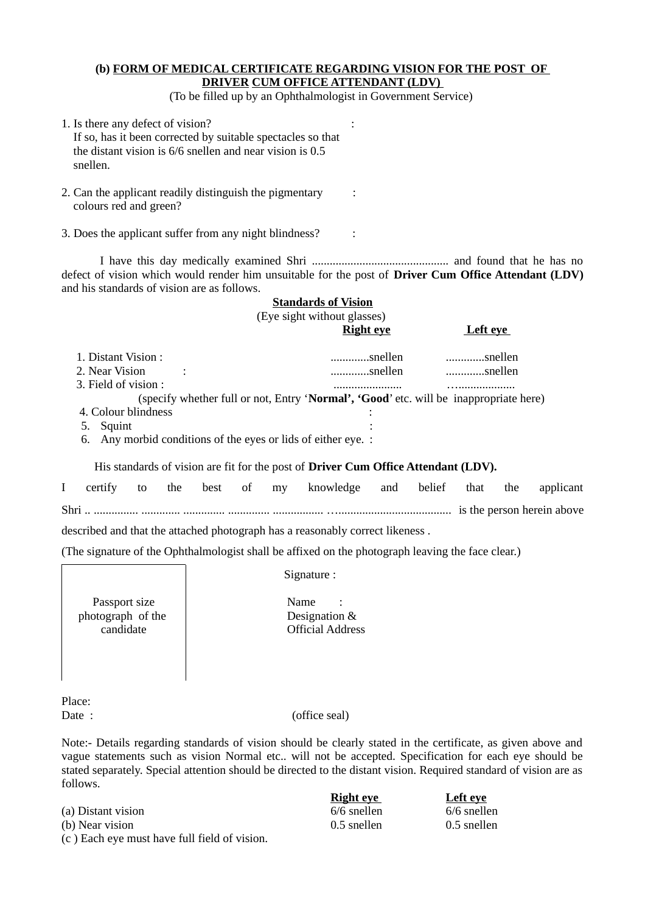### (b) FORM OF MEDICAL CERTIFICATE REGARDING VISION FOR THE POST OF DRIVER CUM OFFICE ATTENDANT (LDV)

(To be filled up by an Ophthalmologist in Government Service)

1. Is there any defect of vision? :
   If so, has it been corrected by suitable spectacles so that the distant vision is 6/6 snellen and near vision is 0.5 snellen.

2. Can the applicant readily distinguish the pigmentary colours red and green? :

3. Does the applicant suffer from any night blindness? :

I have this day medically examined Shri .............................................. and found that he has no defect of vision which would render him unsuitable for the post of **Driver Cum Office Attendant (LDV)** and his standards of vision are as follows.

**Standards of Vision**

(Eye sight without glasses)

| | Right eye | Left eye |
|---|---|---|
| 1. Distant Vision : | .............snellen | .............snellen |
| 2. Near Vision : | .............snellen | .............snellen |
| 3. Field of vision : | ....................... | …................... |

(specify whether full or not, Entry '**Normal', 'Good**' etc. will be inappropriate here)

4. Colour blindness :
5. Squint :
6. Any morbid conditions of the eyes or lids of either eye. :

His standards of vision are fit for the post of **Driver Cum Office Attendant (LDV).**

I certify to the best of my knowledge and belief that the applicant Shri .. ............... ............. .............. .............. ................. …..................................... is the person herein above described and that the attached photograph has a reasonably correct likeness .

(The signature of the Ophthalmologist shall be affixed on the photograph leaving the face clear.)

| Passport size photograph of the candidate |
|---|

Signature :

Name :
Designation &
Official Address

Place:
Date : (office seal)

Note:- Details regarding standards of vision should be clearly stated in the certificate, as given above and vague statements such as vision Normal etc.. will not be accepted. Specification for each eye should be stated separately. Special attention should be directed to the distant vision. Required standard of vision are as follows.

| | Right eye | Left eye |
|---|---|---|
| (a) Distant vision | 6/6 snellen | 6/6 snellen |
| (b) Near vision | 0.5 snellen | 0.5 snellen |

(c ) Each eye must have full field of vision.